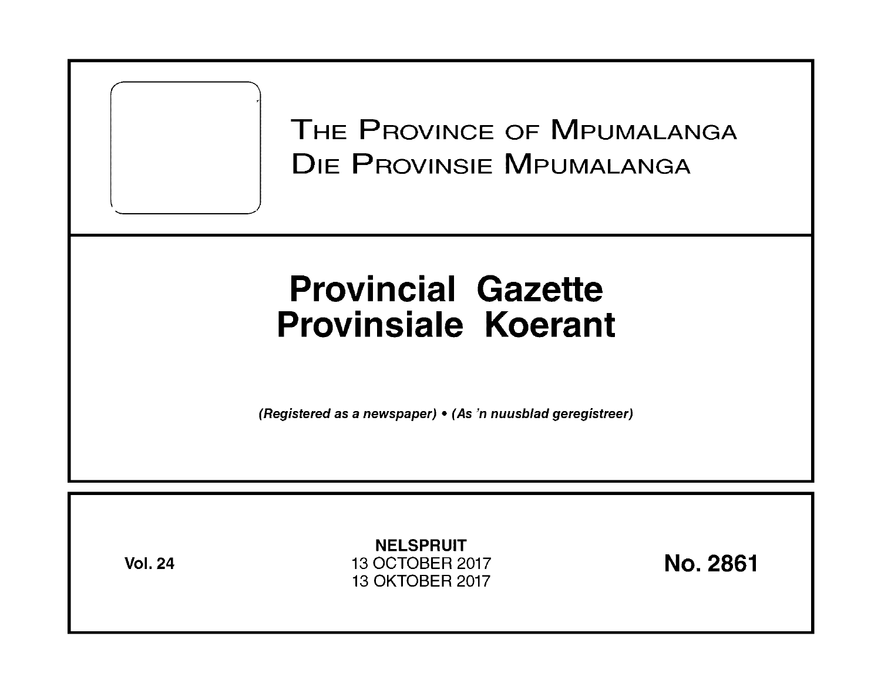# The Province of Mpumalanga
# Die Provinsie Mpumalanga

# Provincial Gazette
# Provinsiale Koerant

*(Registered as a newspaper) • (As 'n nuusblad geregistreer)*

**Vol. 24**

**NELSPRUIT**
13 OCTOBER 2017
13 OKTOBER 2017

**No. 2861**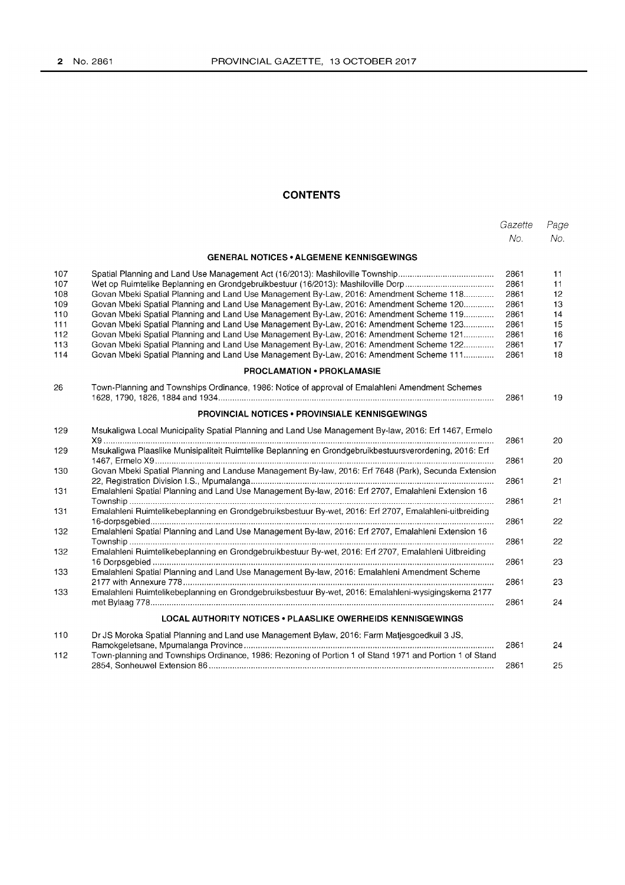# CONTENTS

| | | Gazette No. | Page No. |
|---|---|---|---|
| | **GENERAL NOTICES • ALGEMENE KENNISGEWINGS** | | |
| 107 | Spatial Planning and Land Use Management Act (16/2013): Mashiloville Township | 2861 | 11 |
| 107 | Wet op Ruimtelike Beplanning en Grondgebruikbestuur (16/2013): Mashiloville Dorp | 2861 | 11 |
| 108 | Govan Mbeki Spatial Planning and Land Use Management By-Law, 2016: Amendment Scheme 118 | 2861 | 12 |
| 109 | Govan Mbeki Spatial Planning and Land Use Management By-Law, 2016: Amendment Scheme 120 | 2861 | 13 |
| 110 | Govan Mbeki Spatial Planning and Land Use Management By-Law, 2016: Amendment Scheme 119 | 2861 | 14 |
| 111 | Govan Mbeki Spatial Planning and Land Use Management By-Law, 2016: Amendment Scheme 123 | 2861 | 15 |
| 112 | Govan Mbeki Spatial Planning and Land Use Management By-Law, 2016: Amendment Scheme 121 | 2861 | 16 |
| 113 | Govan Mbeki Spatial Planning and Land Use Management By-Law, 2016: Amendment Scheme 122 | 2861 | 17 |
| 114 | Govan Mbeki Spatial Planning and Land Use Management By-Law, 2016: Amendment Scheme 111 | 2861 | 18 |
| | **PROCLAMATION • PROKLAMASIE** | | |
| 26 | Town-Planning and Townships Ordinance, 1986: Notice of approval of Emalahleni Amendment Schemes 1628, 1790, 1826, 1884 and 1934 | 2861 | 19 |
| | **PROVINCIAL NOTICES • PROVINSIALE KENNISGEWINGS** | | |
| 129 | Msukaligwa Local Municipality Spatial Planning and Land Use Management By-law, 2016: Erf 1467, Ermelo X9 | 2861 | 20 |
| 129 | Msukaligwa Plaaslike Munisipaliteit Ruimtelike Beplanning en Grondgebruikbestuursverordening, 2016: Erf 1467, Ermelo X9 | 2861 | 20 |
| 130 | Govan Mbeki Spatial Planning and Landuse Management By-law, 2016: Erf 7648 (Park), Secunda Extension 22, Registration Division I.S., Mpumalanga | 2861 | 21 |
| 131 | Emalahleni Spatial Planning and Land Use Management By-law, 2016: Erf 2707, Emalahleni Extension 16 Township | 2861 | 21 |
| 131 | Emalahleni Ruimtelikebeplanning en Grondgebruiksbestuur By-wet, 2016: Erf 2707, Emalahleni-uitbreiding 16-dorpsgebied | 2861 | 22 |
| 132 | Emalahleni Spatial Planning and Land Use Management By-law, 2016: Erf 2707, Emalahleni Extension 16 Township | 2861 | 22 |
| 132 | Emalahleni Ruimtelikebeplanning en Grondgebruikbestuur By-wet, 2016: Erf 2707, Emalahleni Uitbreiding 16 Dorpsgebied | 2861 | 23 |
| 133 | Emalahleni Spatial Planning and Land Use Management By-law, 2016: Emalahleni Amendment Scheme 2177 with Annexure 778 | 2861 | 23 |
| 133 | Emalahleni Ruimtelikebeplanning en Grondgebruiksbestuur By-wet, 2016: Emalahleni-wysigingskema 2177 met Bylaag 778 | 2861 | 24 |
| | **LOCAL AUTHORITY NOTICES • PLAASLIKE OWERHEIDS KENNISGEWINGS** | | |
| 110 | Dr JS Moroka Spatial Planning and Land use Management Bylaw, 2016: Farm Matjesgoedkuil 3 JS, Ramokgeletsane, Mpumalanga Province | 2861 | 24 |
| 112 | Town-planning and Townships Ordinance, 1986: Rezoning of Portion 1 of Stand 1971 and Portion 1 of Stand 2854, Sonheuwel Extension 86 | 2861 | 25 |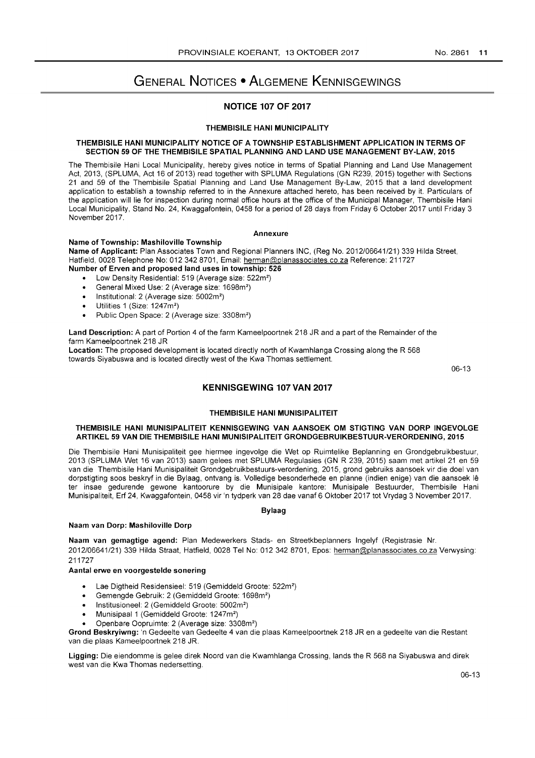# GENERAL NOTICES • ALGEMENE KENNISGEWINGS

## NOTICE 107 OF 2017

### THEMBISILE HANI MUNICIPALITY

### THEMBISILE HANI MUNICIPALITY NOTICE OF A TOWNSHIP ESTABLISHMENT APPLICATION IN TERMS OF SECTION 59 OF THE THEMBISILE SPATIAL PLANNING AND LAND USE MANAGEMENT BY-LAW, 2015

The Thembisile Hani Local Municipality, hereby gives notice in terms of Spatial Planning and Land Use Management Act, 2013, (SPLUMA, Act 16 of 2013) read together with SPLUMA Regulations (GN R239, 2015) together with Sections 21 and 59 of the Thembisile Spatial Planning and Land Use Management By-Law, 2015 that a land development application to establish a township referred to in the Annexure attached hereto, has been received by it. Particulars of the application will lie for inspection during normal office hours at the office of the Municipal Manager, Thembisile Hani Local Municipality, Stand No. 24, Kwaggafontein, 0458 for a period of 28 days from Friday 6 October 2017 until Friday 3 November 2017.

**Annexure**

**Name of Township: Mashiloville Township**

**Name of Applicant:** Plan Associates Town and Regional Planners INC, (Reg No. 2012/06641/21) 339 Hilda Street, Hatfield, 0028 Telephone No: 012 342 8701, Email: herman@planassociates.co.za Reference: 211727

**Number of Erven and proposed land uses in township: 526**

- Low Density Residential: 519 (Average size: 522m²)
- General Mixed Use: 2 (Average size: 1698m²)
- Institutional: 2 (Average size: 5002m²)
- Utilities 1 (Size: 1247m²)
- Public Open Space: 2 (Average size: 3308m²)

**Land Description:** A part of Portion 4 of the farm Kameelpoortnek 218 JR and a part of the Remainder of the farm Kameelpoortnek 218 JR

**Location:** The proposed development is located directly north of Kwamhlanga Crossing along the R 568 towards Siyabuswa and is located directly west of the Kwa Thomas settlement.

06-13

## KENNISGEWING 107 VAN 2017

### THEMBISILE HANI MUNISIPALITEIT

### THEMBISILE HANI MUNISIPALITEIT KENNISGEWING VAN AANSOEK OM STIGTING VAN DORP INGEVOLGE ARTIKEL 59 VAN DIE THEMBISILE HANI MUNISIPALITEIT GRONDGEBRUIKBESTUUR-VERORDENING, 2015

Die Thembisile Hani Munisipaliteit gee hiermee ingevolge die Wet op Ruimtelike Beplanning en Grondgebruikbestuur, 2013 (SPLUMA Wet 16 van 2013) saam gelees met SPLUMA Regulasies (GN R 239, 2015) saam met artikel 21 en 59 van die Thembisile Hani Munisipaliteit Grondgebruikbestuurs-verordening, 2015, grond gebruiks aansoek vir die doel van dorpstigting soos beskryf in die Bylaag, ontvang is. Volledige besonderhede en planne (indien enige) van die aansoek lê ter insae gedurende gewone kantoorure by die Munisipale kantore: Munisipale Bestuurder, Thembisile Hani Munisipaliteit, Erf 24, Kwaggafontein, 0458 vir 'n tydperk van 28 dae vanaf 6 Oktober 2017 tot Vrydag 3 November 2017.

**Bylaag**

**Naam van Dorp: Mashiloville Dorp**

**Naam van gemagtige agend:** Plan Medewerkers Stads- en Streetkbeplanners Ingelyf (Registrasie Nr. 2012/06641/21) 339 Hilda Straat, Hatfield, 0028 Tel No: 012 342 8701, Epos: herman@planassociates.co.za Verwysing: 211727

**Aantal erwe en voorgestelde sonering**

- Lae Digtheid Residensieel: 519 (Gemiddeld Groote: 522m²)
- Gemengde Gebruik: 2 (Gemiddeld Groote: 1698m²)
- Institusioneel: 2 (Gemiddeld Groote: 5002m²)
- Munisipaal 1 (Gemiddeld Groote: 1247m²)
- Openbare Oopruimte: 2 (Average size: 3308m²)

**Grond Beskryiwng:** 'n Gedeelte van Gedeelte 4 van die plaas Kameelpoortnek 218 JR en a gedeelte van die Restant van die plaas Kameelpoortnek 218 JR.

**Ligging:** Die eiendomme is gelee direk Noord van die Kwamhlanga Crossing, lands the R 568 na Siyabuswa and direk west van die Kwa Thomas nedersetting.

06-13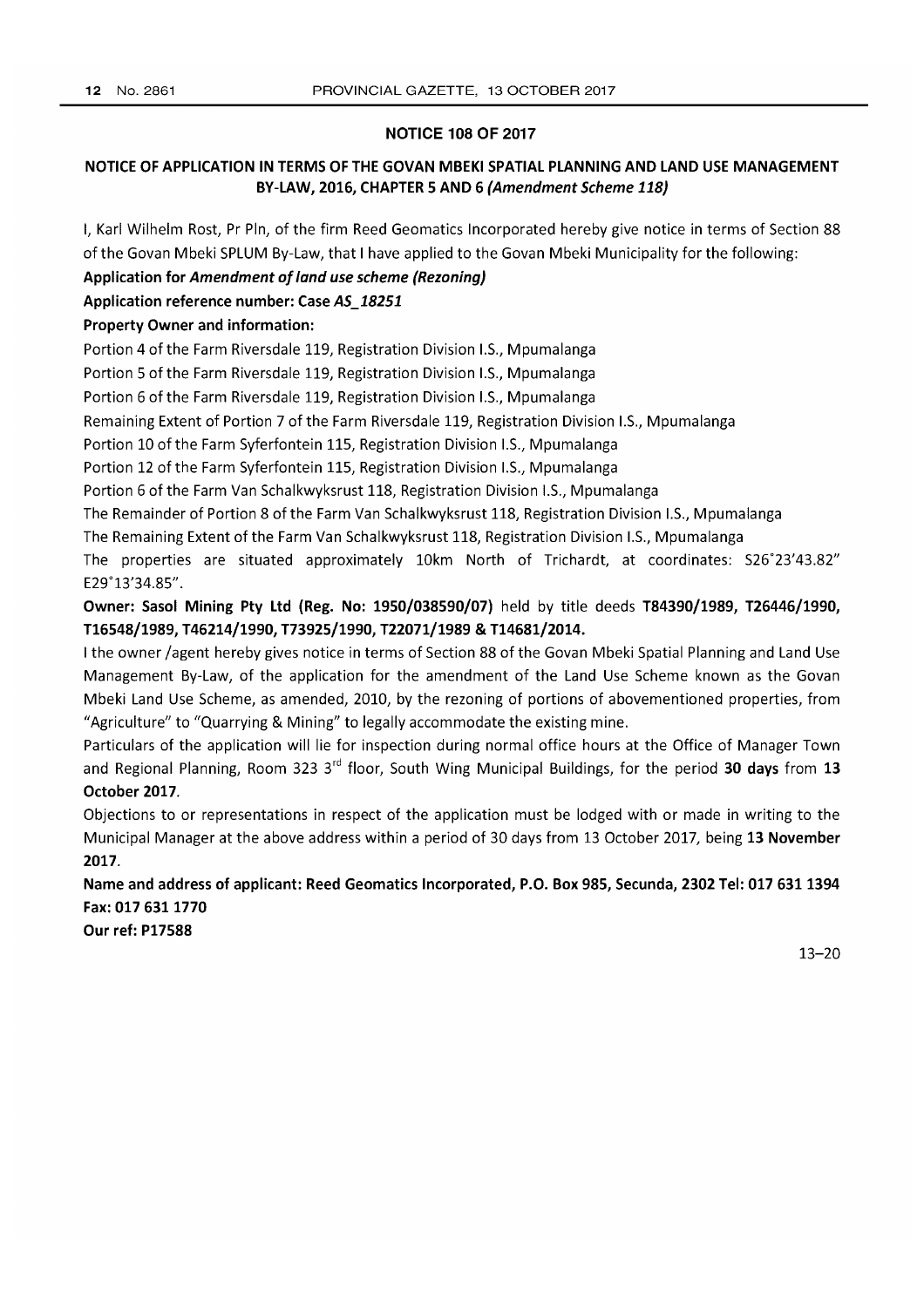## NOTICE 108 OF 2017

### NOTICE OF APPLICATION IN TERMS OF THE GOVAN MBEKI SPATIAL PLANNING AND LAND USE MANAGEMENT BY-LAW, 2016, CHAPTER 5 AND 6 *(Amendment Scheme 118)*

I, Karl Wilhelm Rost, Pr Pln, of the firm Reed Geomatics Incorporated hereby give notice in terms of Section 88 of the Govan Mbeki SPLUM By-Law, that I have applied to the Govan Mbeki Municipality for the following:

**Application for *Amendment of land use scheme (Rezoning)***

**Application reference number: Case *AS_18251***

**Property Owner and information:**

Portion 4 of the Farm Riversdale 119, Registration Division I.S., Mpumalanga

Portion 5 of the Farm Riversdale 119, Registration Division I.S., Mpumalanga

Portion 6 of the Farm Riversdale 119, Registration Division I.S., Mpumalanga

Remaining Extent of Portion 7 of the Farm Riversdale 119, Registration Division I.S., Mpumalanga

Portion 10 of the Farm Syferfontein 115, Registration Division I.S., Mpumalanga

Portion 12 of the Farm Syferfontein 115, Registration Division I.S., Mpumalanga

Portion 6 of the Farm Van Schalkwyksrust 118, Registration Division I.S., Mpumalanga

The Remainder of Portion 8 of the Farm Van Schalkwyksrust 118, Registration Division I.S., Mpumalanga

The Remaining Extent of the Farm Van Schalkwyksrust 118, Registration Division I.S., Mpumalanga

The properties are situated approximately 10km North of Trichardt, at coordinates: S26°23'43.82" E29°13'34.85".

**Owner: Sasol Mining Pty Ltd (Reg. No: 1950/038590/07)** held by title deeds **T84390/1989, T26446/1990, T16548/1989, T46214/1990, T73925/1990, T22071/1989 & T14681/2014.**

I the owner /agent hereby gives notice in terms of Section 88 of the Govan Mbeki Spatial Planning and Land Use Management By-Law, of the application for the amendment of the Land Use Scheme known as the Govan Mbeki Land Use Scheme, as amended, 2010, by the rezoning of portions of abovementioned properties, from "Agriculture" to "Quarrying & Mining" to legally accommodate the existing mine.

Particulars of the application will lie for inspection during normal office hours at the Office of Manager Town and Regional Planning, Room 323 3rd floor, South Wing Municipal Buildings, for the period **30 days** from **13 October 2017**.

Objections to or representations in respect of the application must be lodged with or made in writing to the Municipal Manager at the above address within a period of 30 days from 13 October 2017, being **13 November 2017**.

**Name and address of applicant: Reed Geomatics Incorporated, P.O. Box 985, Secunda, 2302 Tel: 017 631 1394 Fax: 017 631 1770**

**Our ref: P17588**

13–20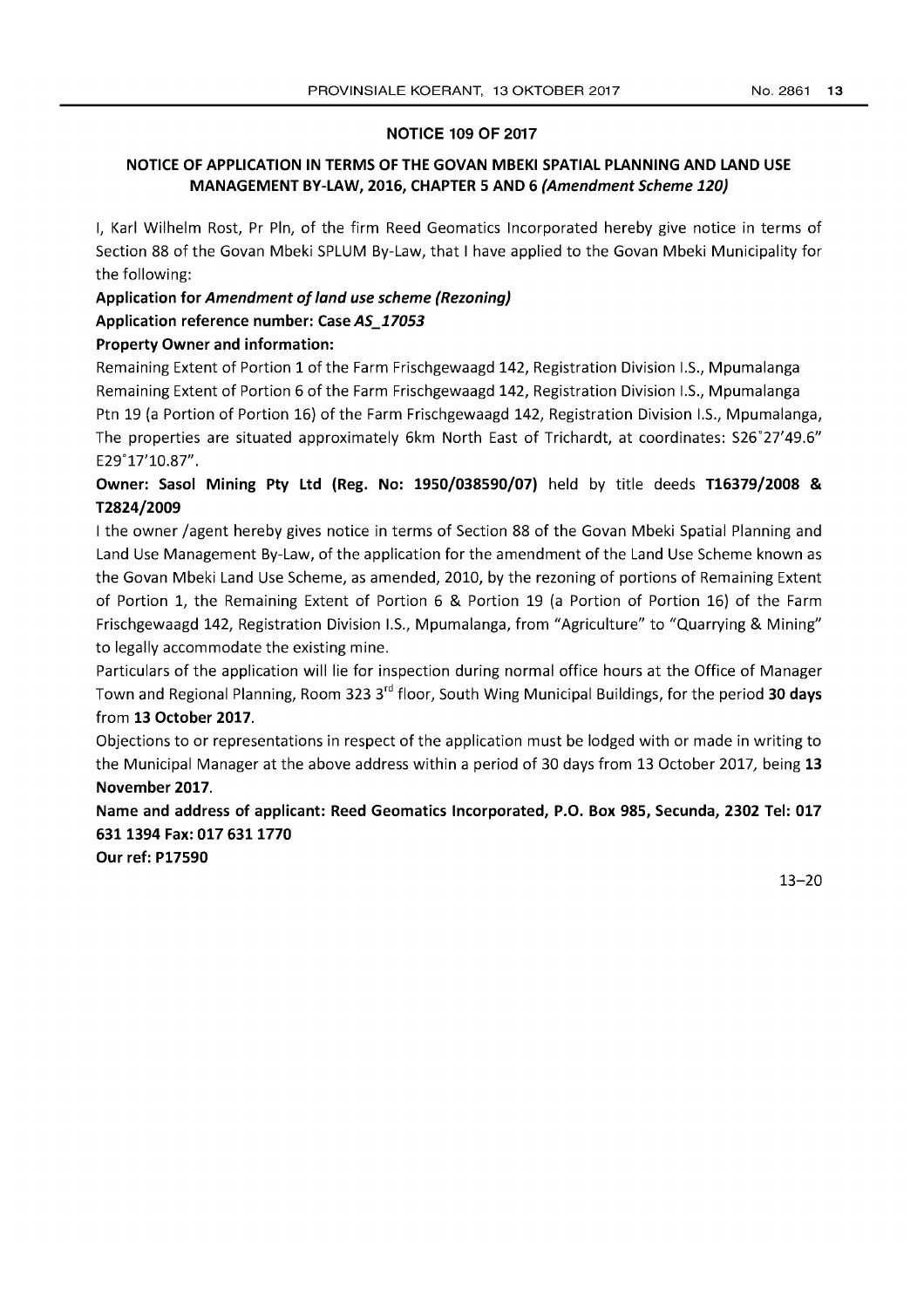## NOTICE 109 OF 2017

### NOTICE OF APPLICATION IN TERMS OF THE GOVAN MBEKI SPATIAL PLANNING AND LAND USE MANAGEMENT BY-LAW, 2016, CHAPTER 5 AND 6 *(Amendment Scheme 120)*

I, Karl Wilhelm Rost, Pr Pln, of the firm Reed Geomatics Incorporated hereby give notice in terms of Section 88 of the Govan Mbeki SPLUM By-Law, that I have applied to the Govan Mbeki Municipality for the following:

**Application for *Amendment of land use scheme (Rezoning)***

**Application reference number: Case *AS_17053***

**Property Owner and information:**

Remaining Extent of Portion 1 of the Farm Frischgewaagd 142, Registration Division I.S., Mpumalanga
Remaining Extent of Portion 6 of the Farm Frischgewaagd 142, Registration Division I.S., Mpumalanga
Ptn 19 (a Portion of Portion 16) of the Farm Frischgewaagd 142, Registration Division I.S., Mpumalanga,
The properties are situated approximately 6km North East of Trichardt, at coordinates: S26°27'49.6" E29°17'10.87".

**Owner: Sasol Mining Pty Ltd (Reg. No: 1950/038590/07)** held by title deeds **T16379/2008 & T2824/2009**

I the owner /agent hereby gives notice in terms of Section 88 of the Govan Mbeki Spatial Planning and Land Use Management By-Law, of the application for the amendment of the Land Use Scheme known as the Govan Mbeki Land Use Scheme, as amended, 2010, by the rezoning of portions of Remaining Extent of Portion 1, the Remaining Extent of Portion 6 & Portion 19 (a Portion of Portion 16) of the Farm Frischgewaagd 142, Registration Division I.S., Mpumalanga, from "Agriculture" to "Quarrying & Mining" to legally accommodate the existing mine.

Particulars of the application will lie for inspection during normal office hours at the Office of Manager Town and Regional Planning, Room 323 3rd floor, South Wing Municipal Buildings, for the period **30 days** from **13 October 2017**.

Objections to or representations in respect of the application must be lodged with or made in writing to the Municipal Manager at the above address within a period of 30 days from 13 October 2017, being **13 November 2017**.

**Name and address of applicant: Reed Geomatics Incorporated, P.O. Box 985, Secunda, 2302 Tel: 017 631 1394 Fax: 017 631 1770**

**Our ref: P17590**

13–20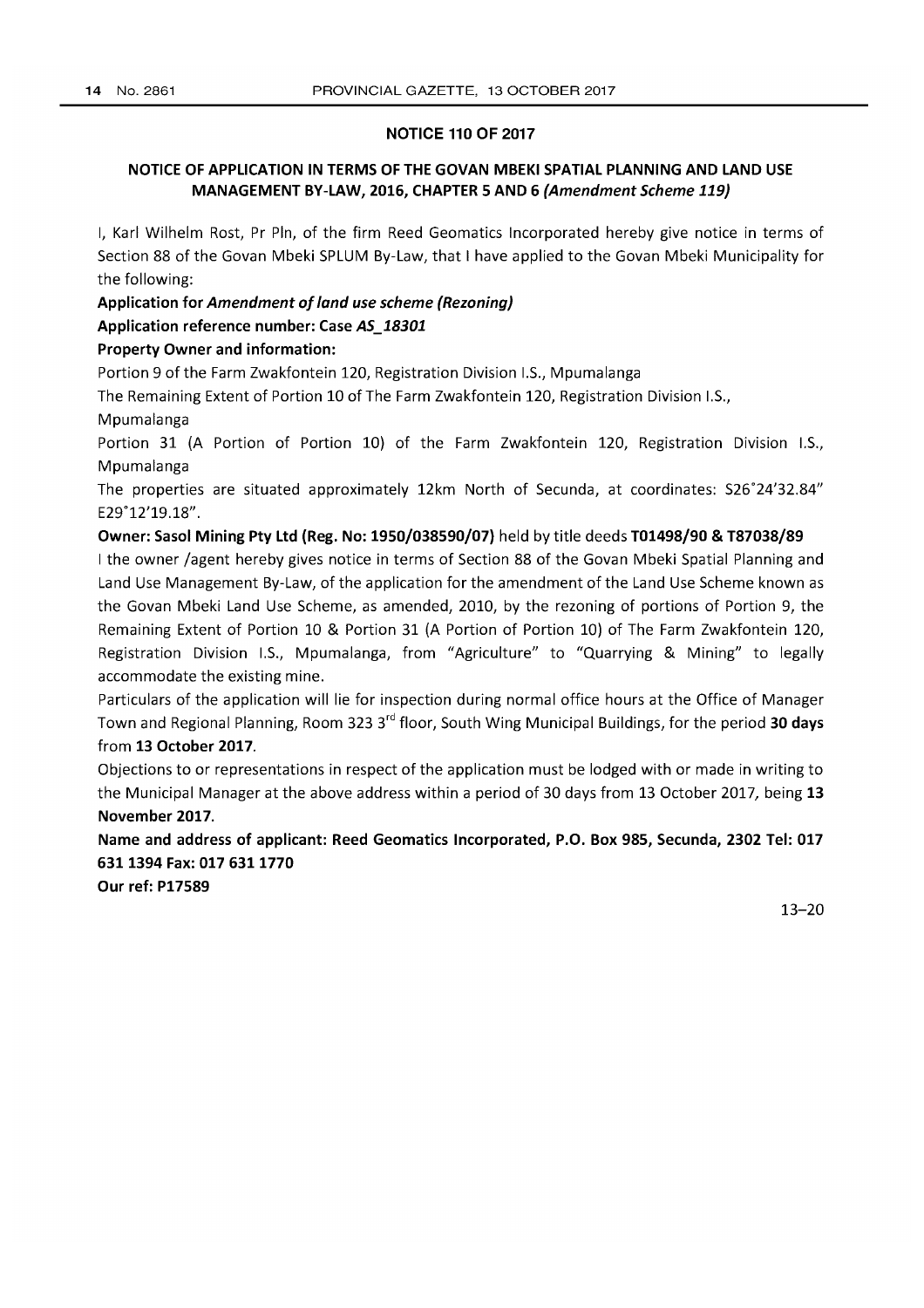## NOTICE 110 OF 2017

### NOTICE OF APPLICATION IN TERMS OF THE GOVAN MBEKI SPATIAL PLANNING AND LAND USE MANAGEMENT BY-LAW, 2016, CHAPTER 5 AND 6 *(Amendment Scheme 119)*

I, Karl Wilhelm Rost, Pr Pln, of the firm Reed Geomatics Incorporated hereby give notice in terms of Section 88 of the Govan Mbeki SPLUM By-Law, that I have applied to the Govan Mbeki Municipality for the following:

**Application for *Amendment of land use scheme (Rezoning)***

**Application reference number: Case *AS_18301***

**Property Owner and information:**

Portion 9 of the Farm Zwakfontein 120, Registration Division I.S., Mpumalanga

The Remaining Extent of Portion 10 of The Farm Zwakfontein 120, Registration Division I.S., Mpumalanga

Portion 31 (A Portion of Portion 10) of the Farm Zwakfontein 120, Registration Division I.S., Mpumalanga

The properties are situated approximately 12km North of Secunda, at coordinates: S26°24'32.84" E29°12'19.18".

**Owner: Sasol Mining Pty Ltd (Reg. No: 1950/038590/07)** held by title deeds **T01498/90 & T87038/89**

I the owner /agent hereby gives notice in terms of Section 88 of the Govan Mbeki Spatial Planning and Land Use Management By-Law, of the application for the amendment of the Land Use Scheme known as the Govan Mbeki Land Use Scheme, as amended, 2010, by the rezoning of portions of Portion 9, the Remaining Extent of Portion 10 & Portion 31 (A Portion of Portion 10) of The Farm Zwakfontein 120, Registration Division I.S., Mpumalanga, from "Agriculture" to "Quarrying & Mining" to legally accommodate the existing mine.

Particulars of the application will lie for inspection during normal office hours at the Office of Manager Town and Regional Planning, Room 323 3rd floor, South Wing Municipal Buildings, for the period **30 days** from **13 October 2017**.

Objections to or representations in respect of the application must be lodged with or made in writing to the Municipal Manager at the above address within a period of 30 days from 13 October 2017, being **13 November 2017**.

**Name and address of applicant: Reed Geomatics Incorporated, P.O. Box 985, Secunda, 2302 Tel: 017 631 1394 Fax: 017 631 1770**

**Our ref: P17589**

13–20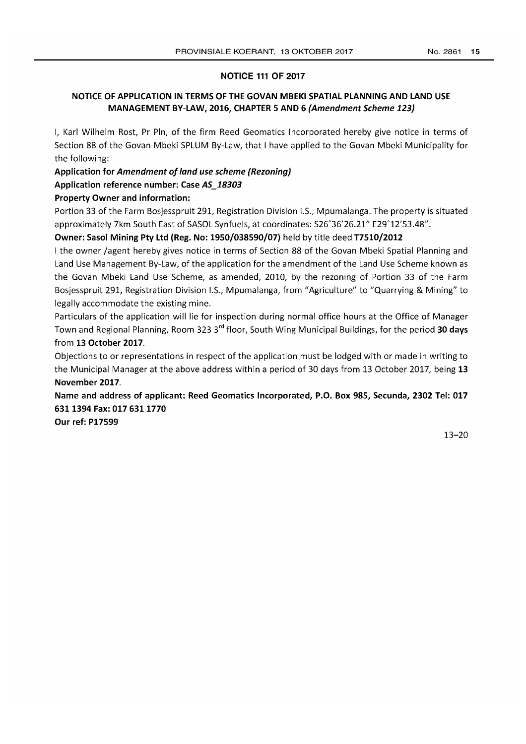## NOTICE 111 OF 2017

### NOTICE OF APPLICATION IN TERMS OF THE GOVAN MBEKI SPATIAL PLANNING AND LAND USE MANAGEMENT BY-LAW, 2016, CHAPTER 5 AND 6 *(Amendment Scheme 123)*

I, Karl Wilhelm Rost, Pr Pln, of the firm Reed Geomatics Incorporated hereby give notice in terms of Section 88 of the Govan Mbeki SPLUM By-Law, that I have applied to the Govan Mbeki Municipality for the following:

**Application for *Amendment of land use scheme (Rezoning)***

**Application reference number: Case *AS_18303***

**Property Owner and information:**

Portion 33 of the Farm Bosjesspruit 291, Registration Division I.S., Mpumalanga. The property is situated approximately 7km South East of SASOL Synfuels, at coordinates: S26°36'26.21" E29°12'53.48".

**Owner: Sasol Mining Pty Ltd (Reg. No: 1950/038590/07)** held by title deed **T7510/2012**

I the owner /agent hereby gives notice in terms of Section 88 of the Govan Mbeki Spatial Planning and Land Use Management By-Law, of the application for the amendment of the Land Use Scheme known as the Govan Mbeki Land Use Scheme, as amended, 2010, by the rezoning of Portion 33 of the Farm Bosjesspruit 291, Registration Division I.S., Mpumalanga, from "Agriculture" to "Quarrying & Mining" to legally accommodate the existing mine.

Particulars of the application will lie for inspection during normal office hours at the Office of Manager Town and Regional Planning, Room 323 3rd floor, South Wing Municipal Buildings, for the period **30 days** from **13 October 2017**.

Objections to or representations in respect of the application must be lodged with or made in writing to the Municipal Manager at the above address within a period of 30 days from 13 October 2017, being **13 November 2017**.

**Name and address of applicant: Reed Geomatics Incorporated, P.O. Box 985, Secunda, 2302 Tel: 017 631 1394 Fax: 017 631 1770**

**Our ref: P17599**

13–20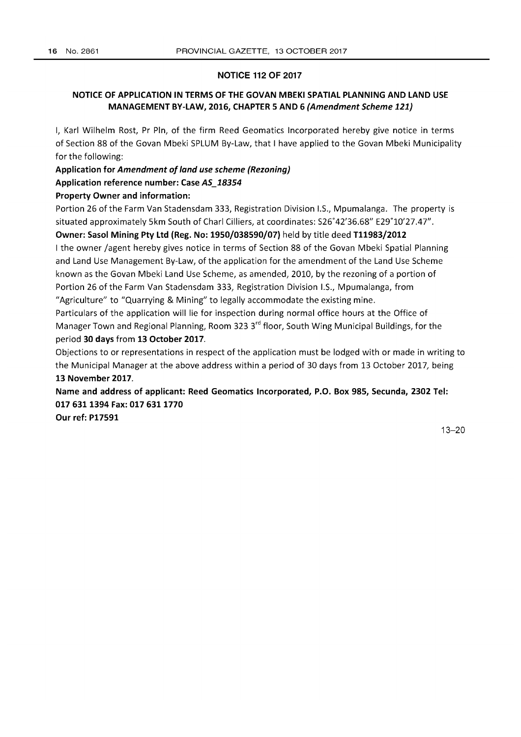## NOTICE 112 OF 2017

### NOTICE OF APPLICATION IN TERMS OF THE GOVAN MBEKI SPATIAL PLANNING AND LAND USE MANAGEMENT BY-LAW, 2016, CHAPTER 5 AND 6 *(Amendment Scheme 121)*

I, Karl Wilhelm Rost, Pr Pln, of the firm Reed Geomatics Incorporated hereby give notice in terms of Section 88 of the Govan Mbeki SPLUM By-Law, that I have applied to the Govan Mbeki Municipality for the following:

**Application for *Amendment of land use scheme (Rezoning)***

**Application reference number: Case *AS_18354***

**Property Owner and information:**

Portion 26 of the Farm Van Stadensdam 333, Registration Division I.S., Mpumalanga. The property is situated approximately 5km South of Charl Cilliers, at coordinates: S26°42'36.68" E29°10'27.47".

**Owner: Sasol Mining Pty Ltd (Reg. No: 1950/038590/07)** held by title deed **T11983/2012**

I the owner /agent hereby gives notice in terms of Section 88 of the Govan Mbeki Spatial Planning and Land Use Management By-Law, of the application for the amendment of the Land Use Scheme known as the Govan Mbeki Land Use Scheme, as amended, 2010, by the rezoning of a portion of Portion 26 of the Farm Van Stadensdam 333, Registration Division I.S., Mpumalanga, from "Agriculture" to "Quarrying & Mining" to legally accommodate the existing mine.

Particulars of the application will lie for inspection during normal office hours at the Office of Manager Town and Regional Planning, Room 323 3rd floor, South Wing Municipal Buildings, for the period **30 days** from **13 October 2017**.

Objections to or representations in respect of the application must be lodged with or made in writing to the Municipal Manager at the above address within a period of 30 days from 13 October 2017, being **13 November 2017**.

**Name and address of applicant: Reed Geomatics Incorporated, P.O. Box 985, Secunda, 2302 Tel: 017 631 1394 Fax: 017 631 1770**

**Our ref: P17591**

13–20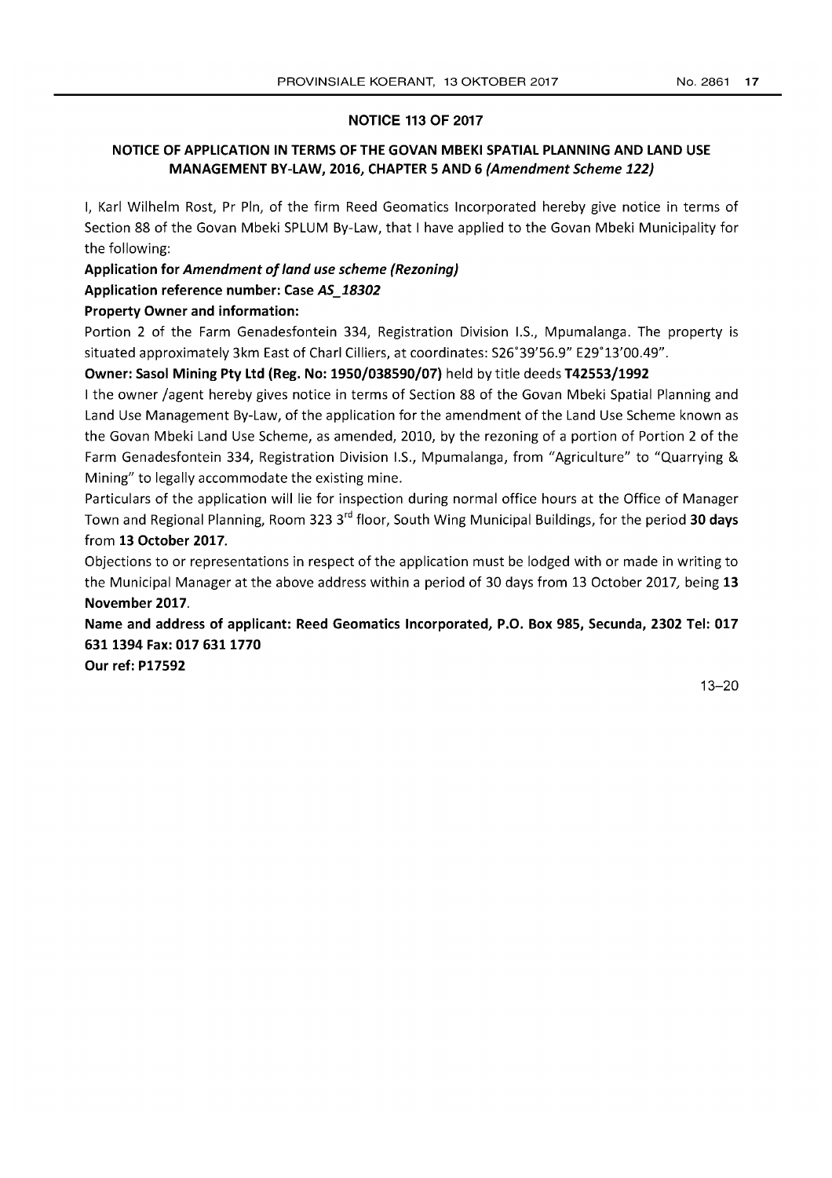## NOTICE 113 OF 2017

### NOTICE OF APPLICATION IN TERMS OF THE GOVAN MBEKI SPATIAL PLANNING AND LAND USE MANAGEMENT BY-LAW, 2016, CHAPTER 5 AND 6 *(Amendment Scheme 122)*

I, Karl Wilhelm Rost, Pr Pln, of the firm Reed Geomatics Incorporated hereby give notice in terms of Section 88 of the Govan Mbeki SPLUM By-Law, that I have applied to the Govan Mbeki Municipality for the following:

**Application for *Amendment of land use scheme (Rezoning)***

**Application reference number: Case *AS_18302***

**Property Owner and information:**

Portion 2 of the Farm Genadesfontein 334, Registration Division I.S., Mpumalanga. The property is situated approximately 3km East of Charl Cilliers, at coordinates: S26°39'56.9" E29°13'00.49".

**Owner: Sasol Mining Pty Ltd (Reg. No: 1950/038590/07)** held by title deeds **T42553/1992**

I the owner /agent hereby gives notice in terms of Section 88 of the Govan Mbeki Spatial Planning and Land Use Management By-Law, of the application for the amendment of the Land Use Scheme known as the Govan Mbeki Land Use Scheme, as amended, 2010, by the rezoning of a portion of Portion 2 of the Farm Genadesfontein 334, Registration Division I.S., Mpumalanga, from "Agriculture" to "Quarrying & Mining" to legally accommodate the existing mine.

Particulars of the application will lie for inspection during normal office hours at the Office of Manager Town and Regional Planning, Room 323 3rd floor, South Wing Municipal Buildings, for the period **30 days** from **13 October 2017**.

Objections to or representations in respect of the application must be lodged with or made in writing to the Municipal Manager at the above address within a period of 30 days from 13 October 2017, being **13 November 2017**.

**Name and address of applicant: Reed Geomatics Incorporated, P.O. Box 985, Secunda, 2302 Tel: 017 631 1394 Fax: 017 631 1770**

**Our ref: P17592**

13–20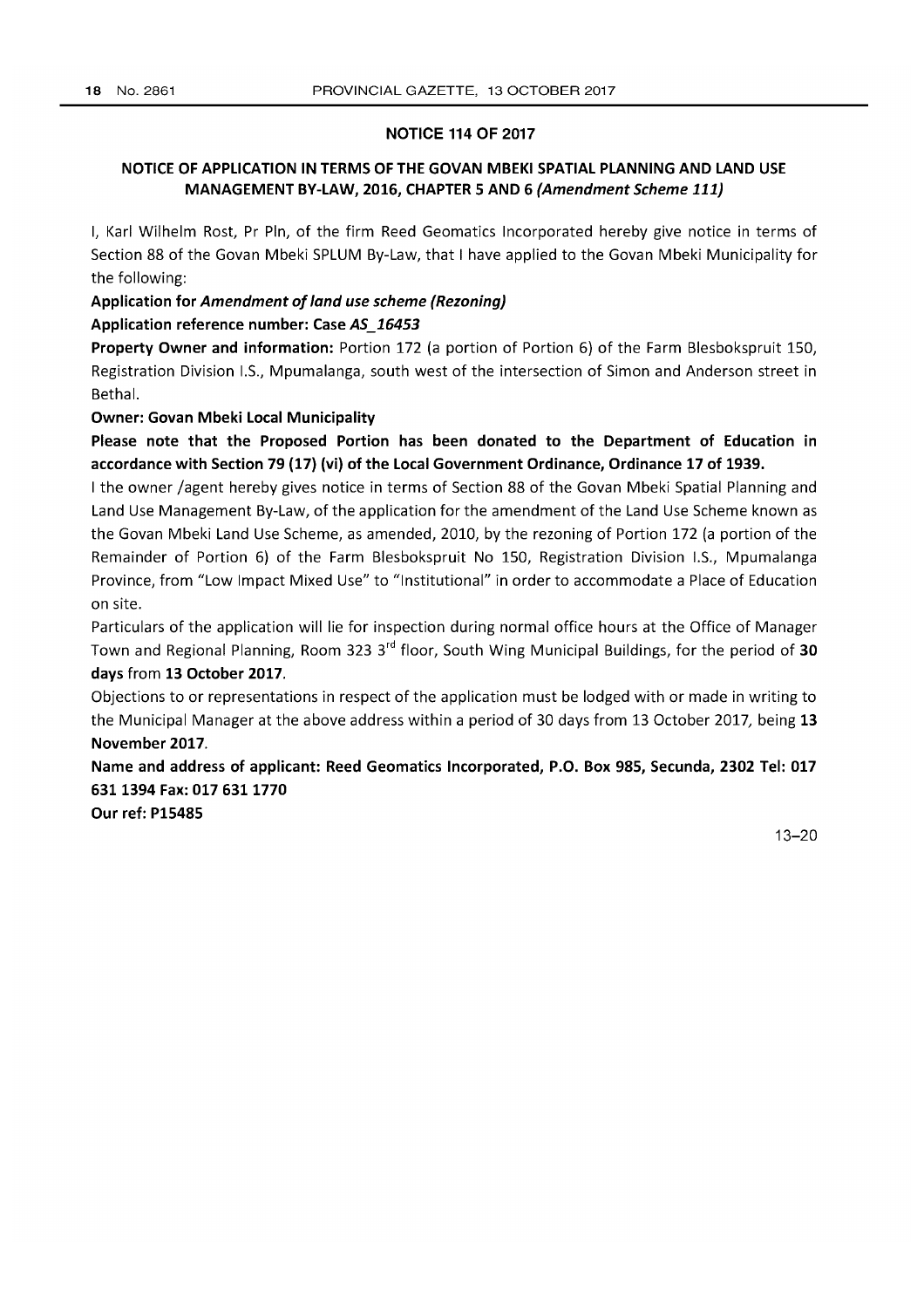## NOTICE 114 OF 2017

### NOTICE OF APPLICATION IN TERMS OF THE GOVAN MBEKI SPATIAL PLANNING AND LAND USE MANAGEMENT BY-LAW, 2016, CHAPTER 5 AND 6 *(Amendment Scheme 111)*

I, Karl Wilhelm Rost, Pr Pln, of the firm Reed Geomatics Incorporated hereby give notice in terms of Section 88 of the Govan Mbeki SPLUM By-Law, that I have applied to the Govan Mbeki Municipality for the following:

**Application for *Amendment of land use scheme (Rezoning)***

**Application reference number: Case *AS_16453***

**Property Owner and information:** Portion 172 (a portion of Portion 6) of the Farm Blesbokspruit 150, Registration Division I.S., Mpumalanga, south west of the intersection of Simon and Anderson street in Bethal.

**Owner: Govan Mbeki Local Municipality**

**Please note that the Proposed Portion has been donated to the Department of Education in accordance with Section 79 (17) (vi) of the Local Government Ordinance, Ordinance 17 of 1939.**

I the owner /agent hereby gives notice in terms of Section 88 of the Govan Mbeki Spatial Planning and Land Use Management By-Law, of the application for the amendment of the Land Use Scheme known as the Govan Mbeki Land Use Scheme, as amended, 2010, by the rezoning of Portion 172 (a portion of the Remainder of Portion 6) of the Farm Blesbokspruit No 150, Registration Division I.S., Mpumalanga Province, from "Low Impact Mixed Use" to "Institutional" in order to accommodate a Place of Education on site.

Particulars of the application will lie for inspection during normal office hours at the Office of Manager Town and Regional Planning, Room 323 3rd floor, South Wing Municipal Buildings, for the period of **30 days** from **13 October 2017**.

Objections to or representations in respect of the application must be lodged with or made in writing to the Municipal Manager at the above address within a period of 30 days from 13 October 2017, being **13 November 2017**.

**Name and address of applicant: Reed Geomatics Incorporated, P.O. Box 985, Secunda, 2302 Tel: 017 631 1394 Fax: 017 631 1770**

**Our ref: P15485**

13–20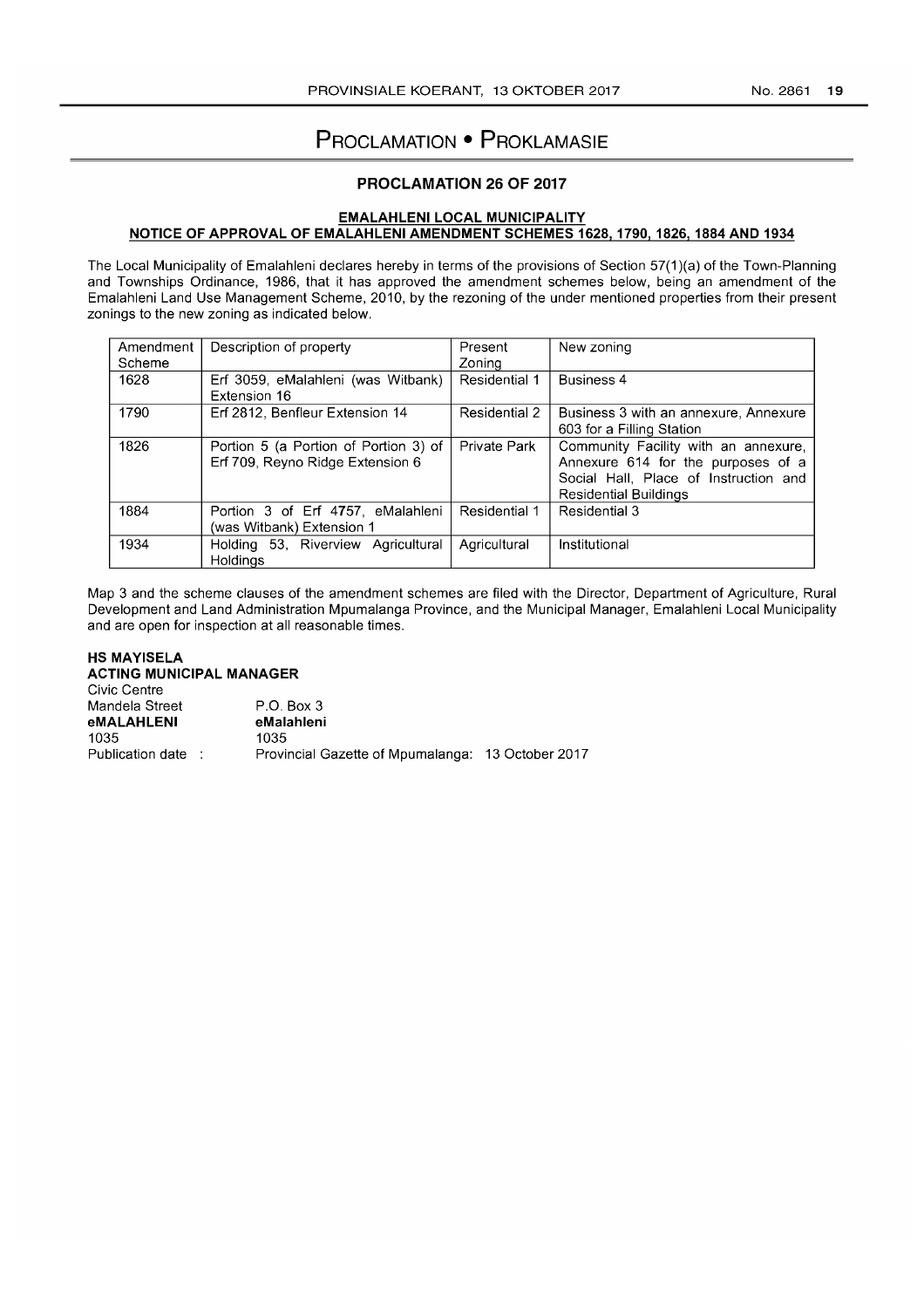# Proclamation • Proklamasie

## PROCLAMATION 26 OF 2017

### EMALAHLENI LOCAL MUNICIPALITY
### NOTICE OF APPROVAL OF EMALAHLENI AMENDMENT SCHEMES 1628, 1790, 1826, 1884 AND 1934

The Local Municipality of Emalahleni declares hereby in terms of the provisions of Section 57(1)(a) of the Town-Planning and Townships Ordinance, 1986, that it has approved the amendment schemes below, being an amendment of the Emalahleni Land Use Management Scheme, 2010, by the rezoning of the under mentioned properties from their present zonings to the new zoning as indicated below.

| Amendment Scheme | Description of property | Present Zoning | New zoning |
|---|---|---|---|
| 1628 | Erf 3059, eMalahleni (was Witbank) Extension 16 | Residential 1 | Business 4 |
| 1790 | Erf 2812, Benfleur Extension 14 | Residential 2 | Business 3 with an annexure, Annexure 603 for a Filling Station |
| 1826 | Portion 5 (a Portion of Portion 3) of Erf 709, Reyno Ridge Extension 6 | Private Park | Community Facility with an annexure, Annexure 614 for the purposes of a Social Hall, Place of Instruction and Residential Buildings |
| 1884 | Portion 3 of Erf 4757, eMalahleni (was Witbank) Extension 1 | Residential 1 | Residential 3 |
| 1934 | Holding 53, Riverview Agricultural Holdings | Agricultural | Institutional |

Map 3 and the scheme clauses of the amendment schemes are filed with the Director, Department of Agriculture, Rural Development and Land Administration Mpumalanga Province, and the Municipal Manager, Emalahleni Local Municipality and are open for inspection at all reasonable times.

**HS MAYISELA**
**ACTING MUNICIPAL MANAGER**
Civic Centre
Mandela Street — P.O. Box 3
**eMALAHLENI** — **eMalahleni**
1035 — 1035
Publication date : Provincial Gazette of Mpumalanga: 13 October 2017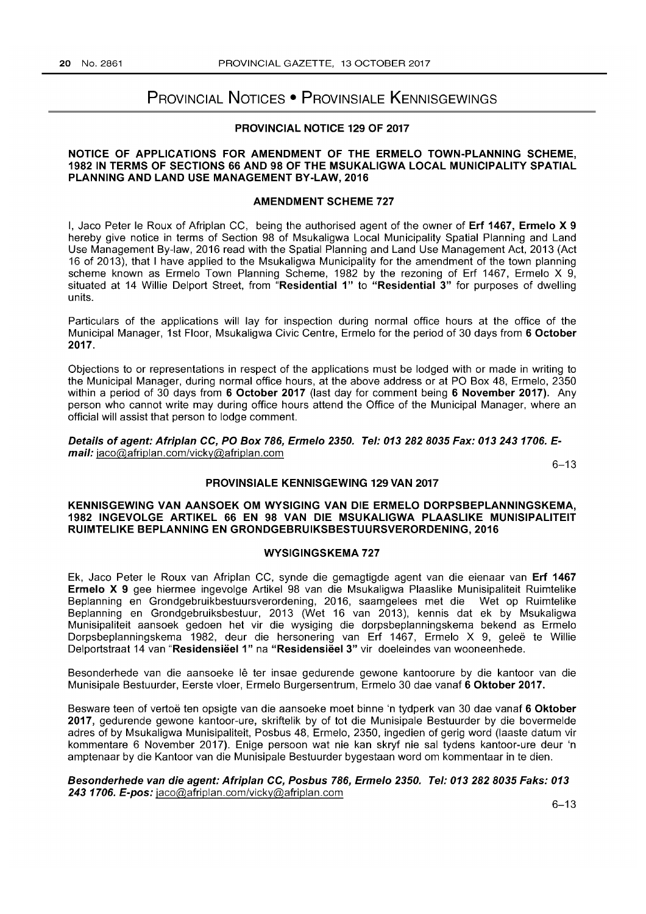# Provincial Notices • Provinsiale Kennisgewings

## PROVINCIAL NOTICE 129 OF 2017

### NOTICE OF APPLICATIONS FOR AMENDMENT OF THE ERMELO TOWN-PLANNING SCHEME, 1982 IN TERMS OF SECTIONS 66 AND 98 OF THE MSUKALIGWA LOCAL MUNICIPALITY SPATIAL PLANNING AND LAND USE MANAGEMENT BY-LAW, 2016

### AMENDMENT SCHEME 727

I, Jaco Peter le Roux of Afriplan CC, being the authorised agent of the owner of **Erf 1467, Ermelo X 9** hereby give notice in terms of Section 98 of Msukaligwa Local Municipality Spatial Planning and Land Use Management By-law, 2016 read with the Spatial Planning and Land Use Management Act, 2013 (Act 16 of 2013), that I have applied to the Msukaligwa Municipality for the amendment of the town planning scheme known as Ermelo Town Planning Scheme, 1982 by the rezoning of Erf 1467, Ermelo X 9, situated at 14 Willie Delport Street, from "**Residential 1**" to "**Residential 3**" for purposes of dwelling units.

Particulars of the applications will lay for inspection during normal office hours at the office of the Municipal Manager, 1st Floor, Msukaligwa Civic Centre, Ermelo for the period of 30 days from **6 October 2017**.

Objections to or representations in respect of the applications must be lodged with or made in writing to the Municipal Manager, during normal office hours, at the above address or at PO Box 48, Ermelo, 2350 within a period of 30 days from **6 October 2017** (last day for comment being **6 November 2017**). Any person who cannot write may during office hours attend the Office of the Municipal Manager, where an official will assist that person to lodge comment.

***Details of agent: Afriplan CC, PO Box 786, Ermelo 2350. Tel: 013 282 8035 Fax: 013 243 1706. E-mail:*** jaco@afriplan.com/vicky@afriplan.com

6–13

## PROVINSIALE KENNISGEWING 129 VAN 2017

### KENNISGEWING VAN AANSOEK OM WYSIGING VAN DIE ERMELO DORPSBEPLANNINGSKEMA, 1982 INGEVOLGE ARTIKEL 66 EN 98 VAN DIE MSUKALIGWA PLAASLIKE MUNISIPALITEIT RUIMTELIKE BEPLANNING EN GRONDGEBRUIKSBESTUURSVERORDENING, 2016

### WYSIGINGSKEMA 727

Ek, Jaco Peter le Roux van Afriplan CC, synde die gemagtigde agent van die eienaar van **Erf 1467 Ermelo X 9** gee hiermee ingevolge Artikel 98 van die Msukaligwa Plaaslike Munisipaliteit Ruimtelike Beplanning en Grondgebruikbestuursverordening, 2016, saamgelees met die Wet op Ruimtelike Beplanning en Grondgebruiksbestuur, 2013 (Wet 16 van 2013), kennis dat ek by Msukaligwa Munisipaliteit aansoek gedoen het vir die wysiging die dorpsbeplanningskema bekend as Ermelo Dorpsbeplanningskema 1982, deur die hersonering van Erf 1467, Ermelo X 9, geleë te Willie Delportstraat 14 van "**Residensiëel 1**" na "**Residensiëel 3**" vir doeleindes van wooneenhede.

Besonderhede van die aansoeke lê ter insae gedurende gewone kantoorure by die kantoor van die Munisipale Bestuurder, Eerste vloer, Ermelo Burgersentrum, Ermelo 30 dae vanaf **6 Oktober 2017.**

Besware teen of vertoë ten opsigte van die aansoeke moet binne 'n tydperk van 30 dae vanaf **6 Oktober 2017**, gedurende gewone kantoor-ure, skriftelik by of tot die Munisipale Bestuurder by die bovermelde adres of by Msukaligwa Munisipaliteit, Posbus 48, Ermelo, 2350, ingedien of gerig word (laaste datum vir kommentare 6 November 2017). Enige persoon wat nie kan skryf nie sal tydens kantoor-ure deur 'n amptenaar by die Kantoor van die Munisipale Bestuurder bygestaan word om kommentaar in te dien.

***Besonderhede van die agent: Afriplan CC, Posbus 786, Ermelo 2350. Tel: 013 282 8035 Faks: 013 243 1706. E-pos:*** jaco@afriplan.com/vicky@afriplan.com

6–13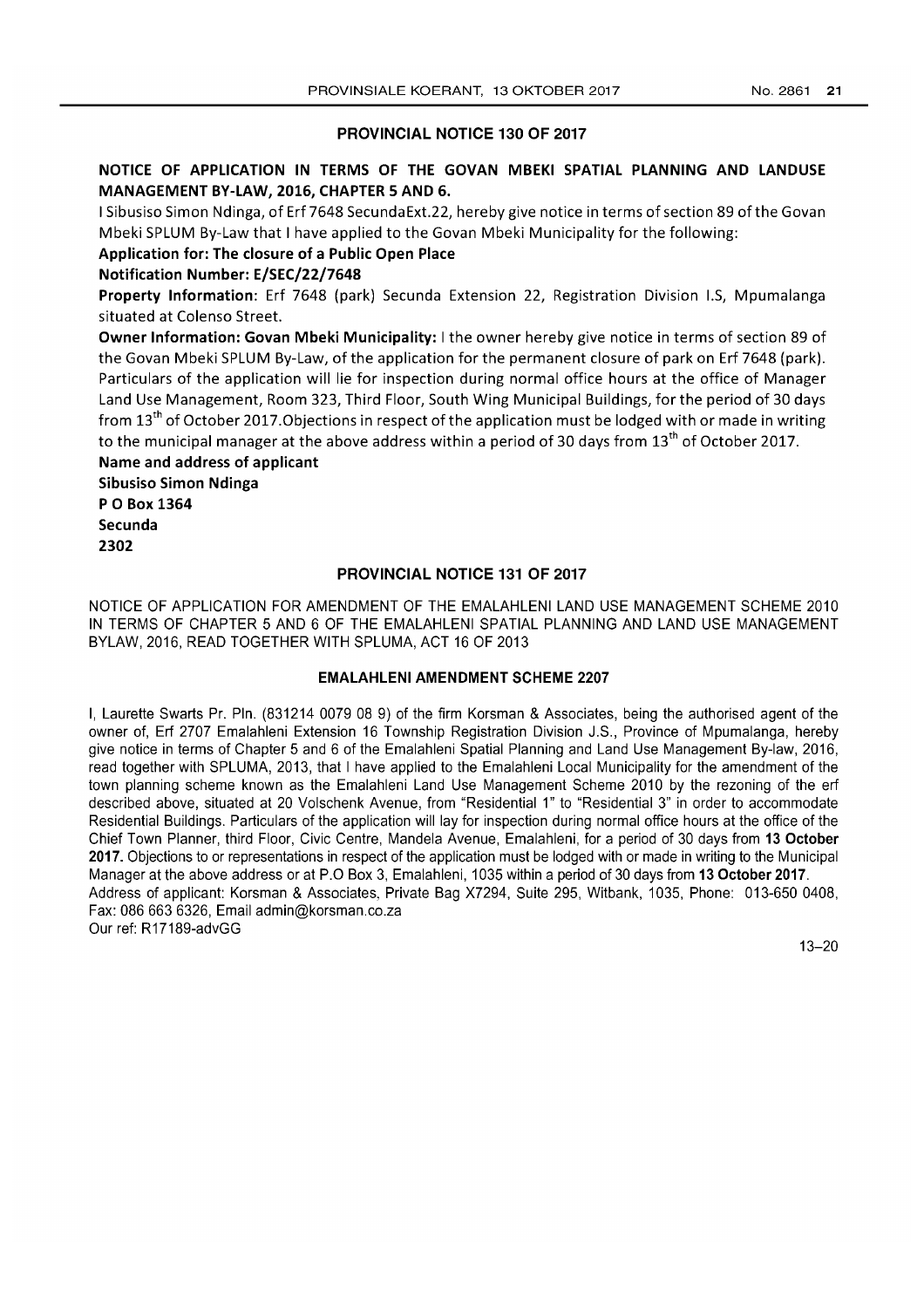## PROVINCIAL NOTICE 130 OF 2017

**NOTICE OF APPLICATION IN TERMS OF THE GOVAN MBEKI SPATIAL PLANNING AND LANDUSE MANAGEMENT BY-LAW, 2016, CHAPTER 5 AND 6.**

I Sibusiso Simon Ndinga, of Erf 7648 SecundaExt.22, hereby give notice in terms of section 89 of the Govan Mbeki SPLUM By-Law that I have applied to the Govan Mbeki Municipality for the following:

**Application for: The closure of a Public Open Place**

**Notification Number: E/SEC/22/7648**

**Property Information**: Erf 7648 (park) Secunda Extension 22, Registration Division I.S, Mpumalanga situated at Colenso Street.

**Owner Information: Govan Mbeki Municipality:** I the owner hereby give notice in terms of section 89 of the Govan Mbeki SPLUM By-Law, of the application for the permanent closure of park on Erf 7648 (park). Particulars of the application will lie for inspection during normal office hours at the office of Manager Land Use Management, Room 323, Third Floor, South Wing Municipal Buildings, for the period of 30 days from 13th of October 2017.Objections in respect of the application must be lodged with or made in writing to the municipal manager at the above address within a period of 30 days from 13th of October 2017.

**Name and address of applicant**

**Sibusiso Simon Ndinga**

**P O Box 1364**

**Secunda**

**2302**

## PROVINCIAL NOTICE 131 OF 2017

NOTICE OF APPLICATION FOR AMENDMENT OF THE EMALAHLENI LAND USE MANAGEMENT SCHEME 2010 IN TERMS OF CHAPTER 5 AND 6 OF THE EMALAHLENI SPATIAL PLANNING AND LAND USE MANAGEMENT BYLAW, 2016, READ TOGETHER WITH SPLUMA, ACT 16 OF 2013

### EMALAHLENI AMENDMENT SCHEME 2207

I, Laurette Swarts Pr. Pln. (831214 0079 08 9) of the firm Korsman & Associates, being the authorised agent of the owner of, Erf 2707 Emalahleni Extension 16 Township Registration Division J.S., Province of Mpumalanga, hereby give notice in terms of Chapter 5 and 6 of the Emalahleni Spatial Planning and Land Use Management By-law, 2016, read together with SPLUMA, 2013, that I have applied to the Emalahleni Local Municipality for the amendment of the town planning scheme known as the Emalahleni Land Use Management Scheme 2010 by the rezoning of the erf described above, situated at 20 Volschenk Avenue, from "Residential 1" to "Residential 3" in order to accommodate Residential Buildings. Particulars of the application will lay for inspection during normal office hours at the office of the Chief Town Planner, third Floor, Civic Centre, Mandela Avenue, Emalahleni, for a period of 30 days from **13 October 2017.** Objections to or representations in respect of the application must be lodged with or made in writing to the Municipal Manager at the above address or at P.O Box 3, Emalahleni, 1035 within a period of 30 days from **13 October 2017**.

Address of applicant: Korsman & Associates, Private Bag X7294, Suite 295, Witbank, 1035, Phone: 013-650 0408, Fax: 086 663 6326, Email admin@korsman.co.za

Our ref: R17189-advGG

13–20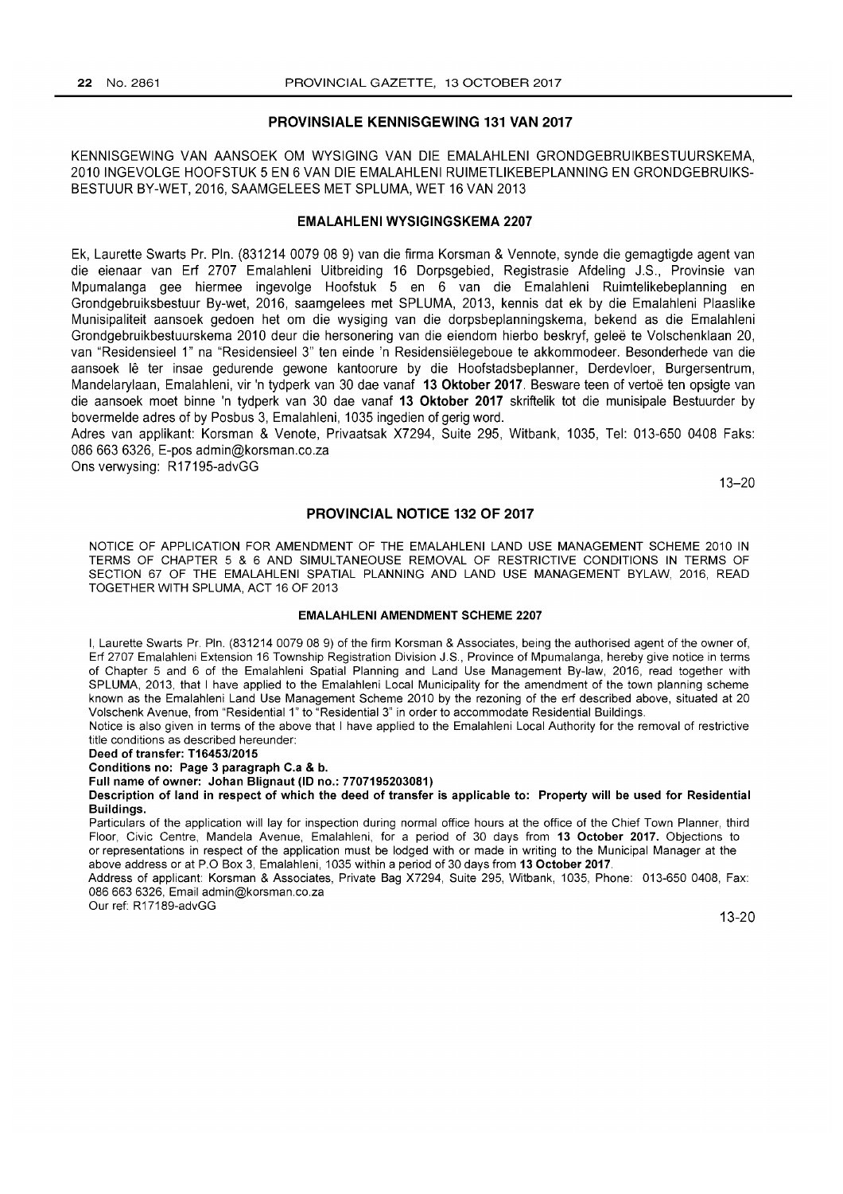## PROVINSIALE KENNISGEWING 131 VAN 2017

KENNISGEWING VAN AANSOEK OM WYSIGING VAN DIE EMALAHLENI GRONDGEBRUIKBESTUURSKEMA, 2010 INGEVOLGE HOOFSTUK 5 EN 6 VAN DIE EMALAHLENI RUIMETLIKEBEPLANNING EN GRONDGEBRUIKS-BESTUUR BY-WET, 2016, SAAMGELEES MET SPLUMA, WET 16 VAN 2013

### EMALAHLENI WYSIGINGSKEMA 2207

Ek, Laurette Swarts Pr. Pln. (831214 0079 08 9) van die firma Korsman & Vennote, synde die gemagtigde agent van die eienaar van Erf 2707 Emalahleni Uitbreiding 16 Dorpsgebied, Registrasie Afdeling J.S., Provinsie van Mpumalanga gee hiermee ingevolge Hoofstuk 5 en 6 van die Emalahleni Ruimtelikebeplanning en Grondgebruiksbestuur By-wet, 2016, saamgelees met SPLUMA, 2013, kennis dat ek by die Emalahleni Plaaslike Munisipaliteit aansoek gedoen het om die wysiging van die dorpsbeplanningskema, bekend as die Emalahleni Grondgebruikbestuurskema 2010 deur die hersonering van die eiendom hierbo beskryf, geleë te Volschenklaan 20, van "Residensieel 1" na "Residensieel 3" ten einde 'n Residensiëlegeboue te akkommodeer. Besonderhede van die aansoek lê ter insae gedurende gewone kantoorure by die Hoofstadsbeplanner, Derdevloer, Burgersentrum, Mandelarylaan, Emalahleni, vir 'n tydperk van 30 dae vanaf **13 Oktober 2017**. Besware teen of vertoë ten opsigte van die aansoek moet binne 'n tydperk van 30 dae vanaf **13 Oktober 2017** skriftelik tot die munisipale Bestuurder by bovermelde adres of by Posbus 3, Emalahleni, 1035 ingedien of gerig word.

Adres van applikant: Korsman & Venote, Privaatsak X7294, Suite 295, Witbank, 1035, Tel: 013-650 0408 Faks: 086 663 6326, E-pos admin@korsman.co.za

Ons verwysing: R17195-advGG

13–20

## PROVINCIAL NOTICE 132 OF 2017

NOTICE OF APPLICATION FOR AMENDMENT OF THE EMALAHLENI LAND USE MANAGEMENT SCHEME 2010 IN TERMS OF CHAPTER 5 & 6 AND SIMULTANEOUS REMOVAL OF RESTRICTIVE CONDITIONS IN TERMS OF SECTION 67 OF THE EMALAHLENI SPATIAL PLANNING AND LAND USE MANAGEMENT BYLAW, 2016, READ TOGETHER WITH SPLUMA, ACT 16 OF 2013

### EMALAHLENI AMENDMENT SCHEME 2207

I, Laurette Swarts Pr. Pln. (831214 0079 08 9) of the firm Korsman & Associates, being the authorised agent of the owner of, Erf 2707 Emalahleni Extension 16 Township Registration Division J.S., Province of Mpumalanga, hereby give notice in terms of Chapter 5 and 6 of the Emalahleni Spatial Planning and Land Use Management By-law, 2016, read together with SPLUMA, 2013, that I have applied to the Emalahleni Local Municipality for the amendment of the town planning scheme known as the Emalahleni Land Use Management Scheme 2010 by the rezoning of the erf described above, situated at 20 Volschenk Avenue, from "Residential 1" to "Residential 3" in order to accommodate Residential Buildings.

Notice is also given in terms of the above that I have applied to the Emalahleni Local Authority for the removal of restrictive title conditions as described hereunder:

**Deed of transfer: T16453/2015**

**Conditions no: Page 3 paragraph C.a & b.**

**Full name of owner: Johan Blignaut (ID no.: 7707195203081)**

**Description of land in respect of which the deed of transfer is applicable to: Property will be used for Residential Buildings.**

Particulars of the application will lay for inspection during normal office hours at the office of the Chief Town Planner, third Floor, Civic Centre, Mandela Avenue, Emalahleni, for a period of 30 days from **13 October 2017.** Objections to or representations in respect of the application must be lodged with or made in writing to the Municipal Manager at the above address or at P.O Box 3, Emalahleni, 1035 within a period of 30 days from **13 October 2017**.

Address of applicant: Korsman & Associates, Private Bag X7294, Suite 295, Witbank, 1035, Phone: 013-650 0408, Fax: 086 663 6326, Email admin@korsman.co.za

Our ref: R17189-advGG

13-20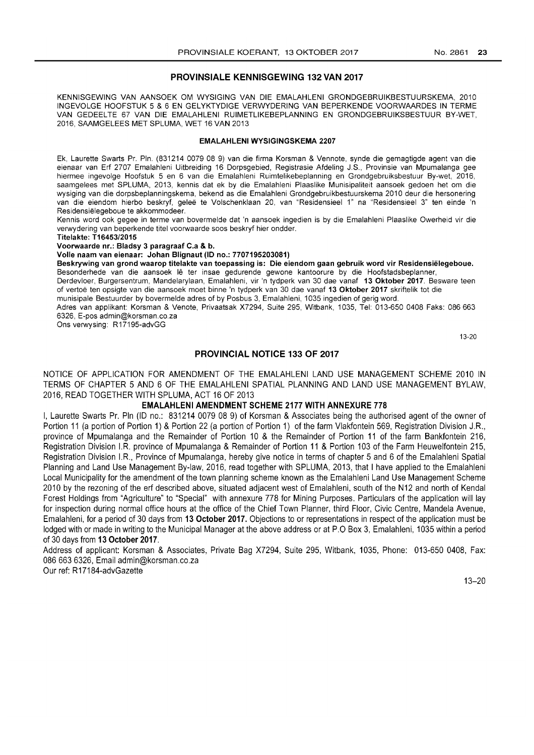## PROVINSIALE KENNISGEWING 132 VAN 2017

KENNISGEWING VAN AANSOEK OM WYSIGING VAN DIE EMALAHLENI GRONDGEBRUIKBESTUURSKEMA, 2010 INGEVOLGE HOOFSTUK 5 & 6 EN GELYKTYDIGE VERWYDERING VAN BEPERKENDE VOORWAARDES IN TERME VAN GEDEELTE 67 VAN DIE EMALAHLENI RUIMETLIKEBEPLANNING EN GRONDGEBRUIKSBESTUUR BY-WET, 2016, SAAMGELEES MET SPLUMA, WET 16 VAN 2013

### EMALAHLENI WYSIGINGSKEMA 2207

Ek, Laurette Swarts Pr. Pln. (831214 0079 08 9) van die firma Korsman & Vennote, synde die gemagtigde agent van die eienaar van Erf 2707 Emalahleni Uitbreiding 16 Dorpsgebied, Registrasie Afdeling J.S., Provinsie van Mpumalanga gee hiermee ingevolge Hoofstuk 5 en 6 van die Emalahleni Ruimtelikebeplanning en Grondgebruiksbestuur By-wet, 2016, saamgelees met SPLUMA, 2013, kennis dat ek by die Emalahleni Plaaslike Munisipaliteit aansoek gedoen het om die wysiging van die dorpsbeplanningskema, bekend as die Emalahleni Grondgebruikbestuurskema 2010 deur die hersonering van die eiendom hierbo beskryf, geleë te Volschenklaan 20, van "Residensieel 1" na "Residensieel 3" ten einde 'n Residensiëlegeboue te akkommodeer.

Kennis word ook gegee in terme van bovermelde dat 'n aansoek ingedien is by die Emalahleni Plaaslike Owerheid vir die verwydering van beperkende titel voorwaarde soos beskryf hier ondder.

**Titelakte: T16453/2015**

**Voorwaarde nr.: Bladsy 3 paragraaf C.a & b.**

**Volle naam van eienaar: Johan Blignaut (ID no.: 7707195203081)**

**Beskrywing van grond waarop titelakte van toepassing is: Die eiendom gaan gebruik word vir Residensiëlegeboue.**

Besonderhede van die aansoek lê ter insae gedurende gewone kantoorure by die Hoofstadsbeplanner, Derdevloer, Burgersentrum, Mandelarylaan, Emalahleni, vir 'n tydperk van 30 dae vanaf **13 Oktober 2017**. Besware teen of vertoë ten opsigte van die aansoek moet binne 'n tydperk van 30 dae vanaf **13 Oktober 2017** skriftelik tot die munisipale Bestuurder by bovermelde adres of by Posbus 3, Emalahleni, 1035 ingedien of gerig word.

Adres van applikant: Korsman & Venote, Privaatsak X7294, Suite 295, Witbank, 1035, Tel: 013-650 0408 Faks: 086 663 6326, E-pos admin@korsman.co.za

Ons verwysing: R17195-advGG

13-20

## PROVINCIAL NOTICE 133 OF 2017

NOTICE OF APPLICATION FOR AMENDMENT OF THE EMALAHLENI LAND USE MANAGEMENT SCHEME 2010 IN TERMS OF CHAPTER 5 AND 6 OF THE EMALAHLENI SPATIAL PLANNING AND LAND USE MANAGEMENT BYLAW, 2016, READ TOGETHER WITH SPLUMA, ACT 16 OF 2013

### EMALAHLENI AMENDMENT SCHEME 2177 WITH ANNEXURE 778

I, Laurette Swarts Pr. Pln (ID no.: 831214 0079 08 9) of Korsman & Associates being the authorised agent of the owner of Portion 11 (a portion of Portion 1) & Portion 22 (a portion of Portion 1) of the farm Vlakfontein 569, Registration Division J.R., province of Mpumalanga and the Remainder of Portion 10 & the Remainder of Portion 11 of the farm Bankfontein 216, Registration Division I.R. province of Mpumalanga & Remainder of Portion 11 & Portion 103 of the Farm Heuwelfontein 215, Registration Division I.R., Province of Mpumalanga, hereby give notice in terms of chapter 5 and 6 of the Emalahleni Spatial Planning and Land Use Management By-law, 2016, read together with SPLUMA, 2013, that I have applied to the Emalahleni Local Municipality for the amendment of the town planning scheme known as the Emalahleni Land Use Management Scheme 2010 by the rezoning of the erf described above, situated adjacent west of Emalahleni, south of the N12 and north of Kendal Forest Holdings from "Agriculture" to "Special" with annexure 778 for Mining Purposes. Particulars of the application will lay for inspection during normal office hours at the office of the Chief Town Planner, third Floor, Civic Centre, Mandela Avenue, Emalahleni, for a period of 30 days from **13 October 2017.** Objections to or representations in respect of the application must be lodged with or made in writing to the Municipal Manager at the above address or at P.O Box 3, Emalahleni, 1035 within a period of 30 days from **13 October 2017**.

Address of applicant: Korsman & Associates, Private Bag X7294, Suite 295, Witbank, 1035, Phone: 013-650 0408, Fax: 086 663 6326, Email admin@korsman.co.za

Our ref: R17184-advGazette

13–20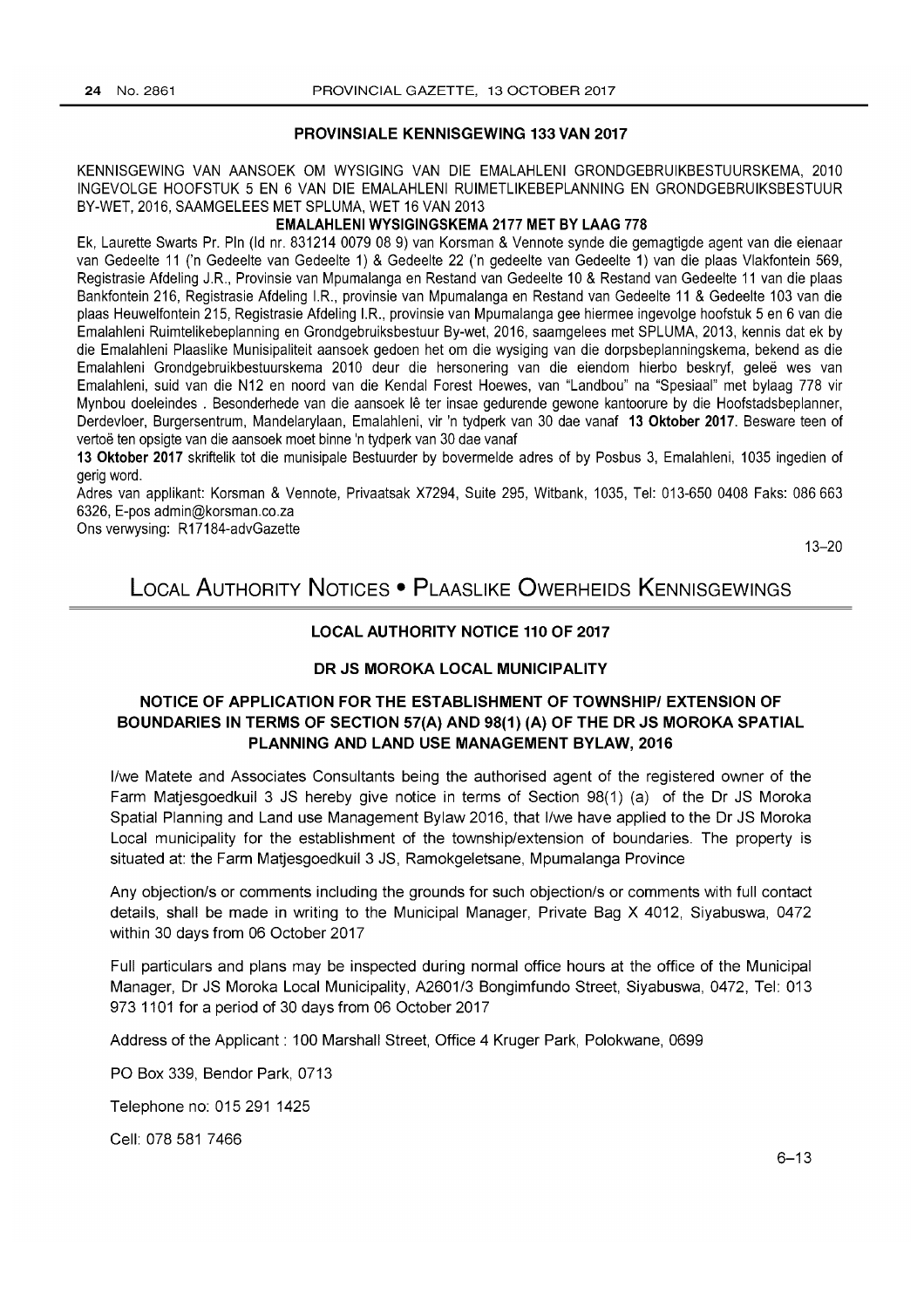### PROVINSIALE KENNISGEWING 133 VAN 2017

KENNISGEWING VAN AANSOEK OM WYSIGING VAN DIE EMALAHLENI GRONDGEBRUIKBESTUURSKEMA, 2010 INGEVOLGE HOOFSTUK 5 EN 6 VAN DIE EMALAHLENI RUIMETLIKEBEPLANNING EN GRONDGEBRUIKSBESTUUR BY-WET, 2016, SAAMGELEES MET SPLUMA, WET 16 VAN 2013

**EMALAHLENI WYSIGINGSKEMA 2177 MET BY LAAG 778**

Ek, Laurette Swarts Pr. Pln (Id nr. 831214 0079 08 9) van Korsman & Vennote synde die gemagtigde agent van die eienaar van Gedeelte 11 ('n Gedeelte van Gedeelte 1) & Gedeelte 22 ('n gedeelte van Gedeelte 1) van die plaas Vlakfontein 569, Registrasie Afdeling J.R., Provinsie van Mpumalanga en Restand van Gedeelte 10 & Restand van Gedeelte 11 van die plaas Bankfontein 216, Registrasie Afdeling I.R., provinsie van Mpumalanga en Restand van Gedeelte 11 & Gedeelte 103 van die plaas Heuwelfontein 215, Registrasie Afdeling I.R., provinsie van Mpumalanga gee hiermee ingevolge hoofstuk 5 en 6 van die Emalahleni Ruimtelikebeplanning en Grondgebruiksbestuur By-wet, 2016, saamgelees met SPLUMA, 2013, kennis dat ek by die Emalahleni Plaaslike Munisipaliteit aansoek gedoen het om die wysiging van die dorpsbeplanningskema, bekend as die Emalahleni Grondgebruikbestuurskema 2010 deur die hersonering van die eiendom hierbo beskryf, geleë wes van Emalahleni, suid van die N12 en noord van die Kendal Forest Hoewes, van "Landbou" na "Spesiaal" met bylaag 778 vir Mynbou doeleindes . Besonderhede van die aansoek lê ter insae gedurende gewone kantoorure by die Hoofstadsbeplanner, Derdevloer, Burgersentrum, Mandelarylaan, Emalahleni, vir 'n tydperk van 30 dae vanaf **13 Oktober 2017**. Besware teen of vertoë ten opsigte van die aansoek moet binne 'n tydperk van 30 dae vanaf **13 Oktober 2017** skriftelik tot die munisipale Bestuurder by bovermelde adres of by Posbus 3, Emalahleni, 1035 ingedien of gerig word.

Adres van applikant: Korsman & Vennote, Privaatsak X7294, Suite 295, Witbank, 1035, Tel: 013-650 0408 Faks: 086 663 6326, E-pos admin@korsman.co.za

Ons verwysing: R17184-advGazette

13–20

# LOCAL AUTHORITY NOTICES • PLAASLIKE OWERHEIDS KENNISGEWINGS

### LOCAL AUTHORITY NOTICE 110 OF 2017

### DR JS MOROKA LOCAL MUNICIPALITY

### NOTICE OF APPLICATION FOR THE ESTABLISHMENT OF TOWNSHIP/ EXTENSION OF BOUNDARIES IN TERMS OF SECTION 57(A) AND 98(1) (A) OF THE DR JS MOROKA SPATIAL PLANNING AND LAND USE MANAGEMENT BYLAW, 2016

I/we Matete and Associates Consultants being the authorised agent of the registered owner of the Farm Matjesgoedkuil 3 JS hereby give notice in terms of Section 98(1) (a) of the Dr JS Moroka Spatial Planning and Land use Management Bylaw 2016, that I/we have applied to the Dr JS Moroka Local municipality for the establishment of the township/extension of boundaries. The property is situated at: the Farm Matjesgoedkuil 3 JS, Ramokgeletsane, Mpumalanga Province

Any objection/s or comments including the grounds for such objection/s or comments with full contact details, shall be made in writing to the Municipal Manager, Private Bag X 4012, Siyabuswa, 0472 within 30 days from 06 October 2017

Full particulars and plans may be inspected during normal office hours at the office of the Municipal Manager, Dr JS Moroka Local Municipality, A2601/3 Bongimfundo Street, Siyabuswa, 0472, Tel: 013 973 1101 for a period of 30 days from 06 October 2017

Address of the Applicant : 100 Marshall Street, Office 4 Kruger Park, Polokwane, 0699

PO Box 339, Bendor Park, 0713

Telephone no: 015 291 1425

Cell: 078 581 7466

6–13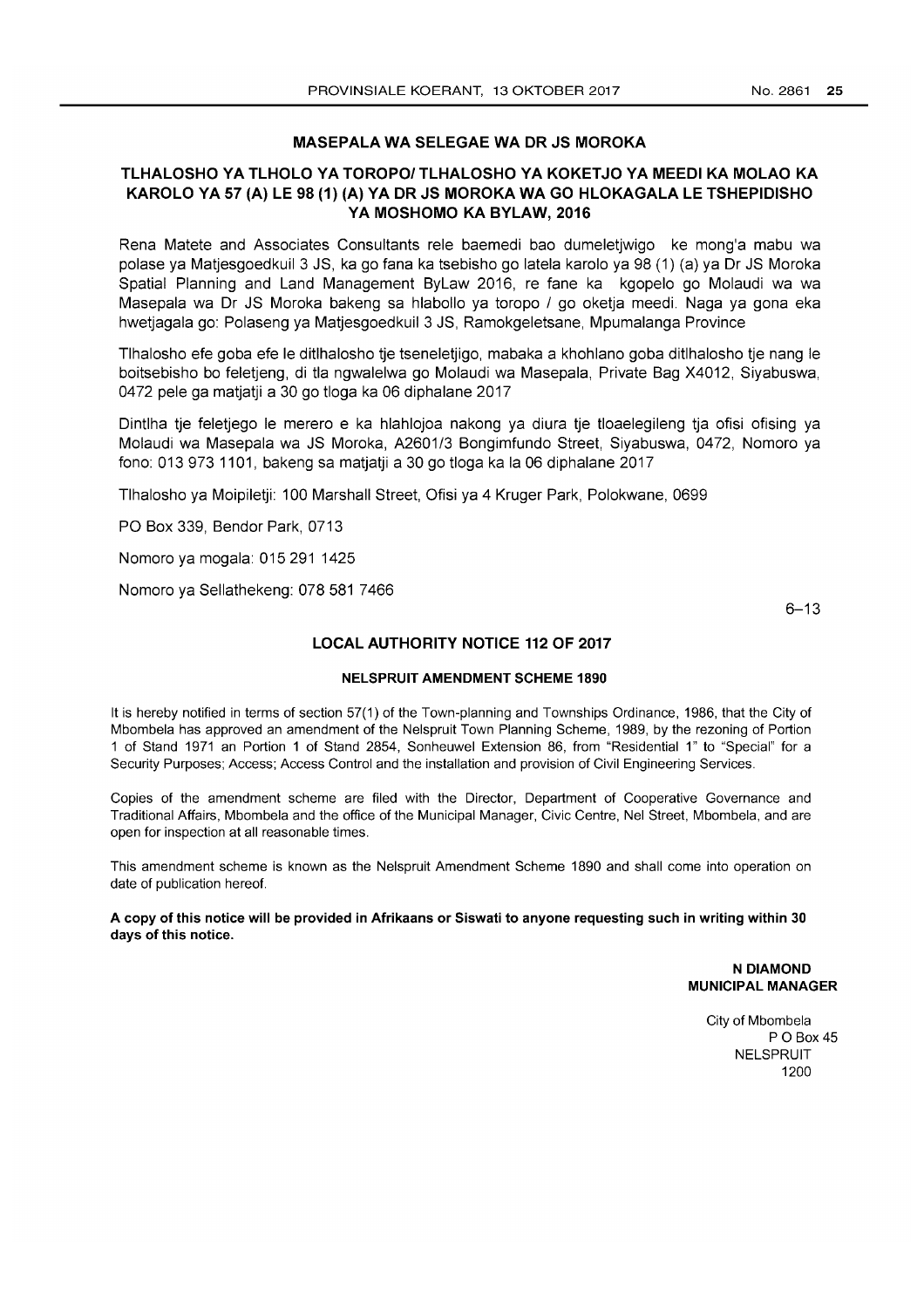## MASEPALA WA SELEGAE WA DR JS MOROKA

### TLHALOSHO YA TLHOLO YA TOROPO/ TLHALOSHO YA KOKETJO YA MEEDI KA MOLAO KA KAROLO YA 57 (A) LE 98 (1) (A) YA DR JS MOROKA WA GO HLOKAGALA LE TSHEPIDISHO YA MOSHOMO KA BYLAW, 2016

Rena Matete and Associates Consultants rele baemedi bao dumeletjwigo ke mong'a mabu wa polase ya Matjesgoedkuil 3 JS, ka go fana ka tsebisho go latela karolo ya 98 (1) (a) ya Dr JS Moroka Spatial Planning and Land Management ByLaw 2016, re fane ka kgopelo go Molaudi wa wa Masepala wa Dr JS Moroka bakeng sa hlabollo ya toropo / go oketja meedi. Naga ya gona eka hwetjagala go: Polaseng ya Matjesgoedkuil 3 JS, Ramokgeletsane, Mpumalanga Province

Tlhalosho efe goba efe le ditlhalosho tje tseneletjigo, mabaka a khohlano goba ditlhalosho tje nang le boitsebisho bo feletjeng, di tla ngwalelwa go Molaudi wa Masepala, Private Bag X4012, Siyabuswa, 0472 pele ga matjatji a 30 go tloga ka 06 diphalane 2017

Dintlha tje feletjego le merero e ka hlahlojoa nakong ya diura tje tloaelegileng tja ofisi ofising ya Molaudi wa Masepala wa JS Moroka, A2601/3 Bongimfundo Street, Siyabuswa, 0472, Nomoro ya fono: 013 973 1101, bakeng sa matjatji a 30 go tloga ka la 06 diphalane 2017

Tlhalosho ya Moipiletji: 100 Marshall Street, Ofisi ya 4 Kruger Park, Polokwane, 0699

PO Box 339, Bendor Park, 0713

Nomoro ya mogala: 015 291 1425

Nomoro ya Sellathekeng: 078 581 7466

6–13

## LOCAL AUTHORITY NOTICE 112 OF 2017

### NELSPRUIT AMENDMENT SCHEME 1890

It is hereby notified in terms of section 57(1) of the Town-planning and Townships Ordinance, 1986, that the City of Mbombela has approved an amendment of the Nelspruit Town Planning Scheme, 1989, by the rezoning of Portion 1 of Stand 1971 an Portion 1 of Stand 2854, Sonheuwel Extension 86, from "Residential 1" to "Special" for a Security Purposes; Access; Access Control and the installation and provision of Civil Engineering Services.

Copies of the amendment scheme are filed with the Director, Department of Cooperative Governance and Traditional Affairs, Mbombela and the office of the Municipal Manager, Civic Centre, Nel Street, Mbombela, and are open for inspection at all reasonable times.

This amendment scheme is known as the Nelspruit Amendment Scheme 1890 and shall come into operation on date of publication hereof.

**A copy of this notice will be provided in Afrikaans or Siswati to anyone requesting such in writing within 30 days of this notice.**

**N DIAMOND**
**MUNICIPAL MANAGER**

City of Mbombela
P O Box 45
NELSPRUIT
1200